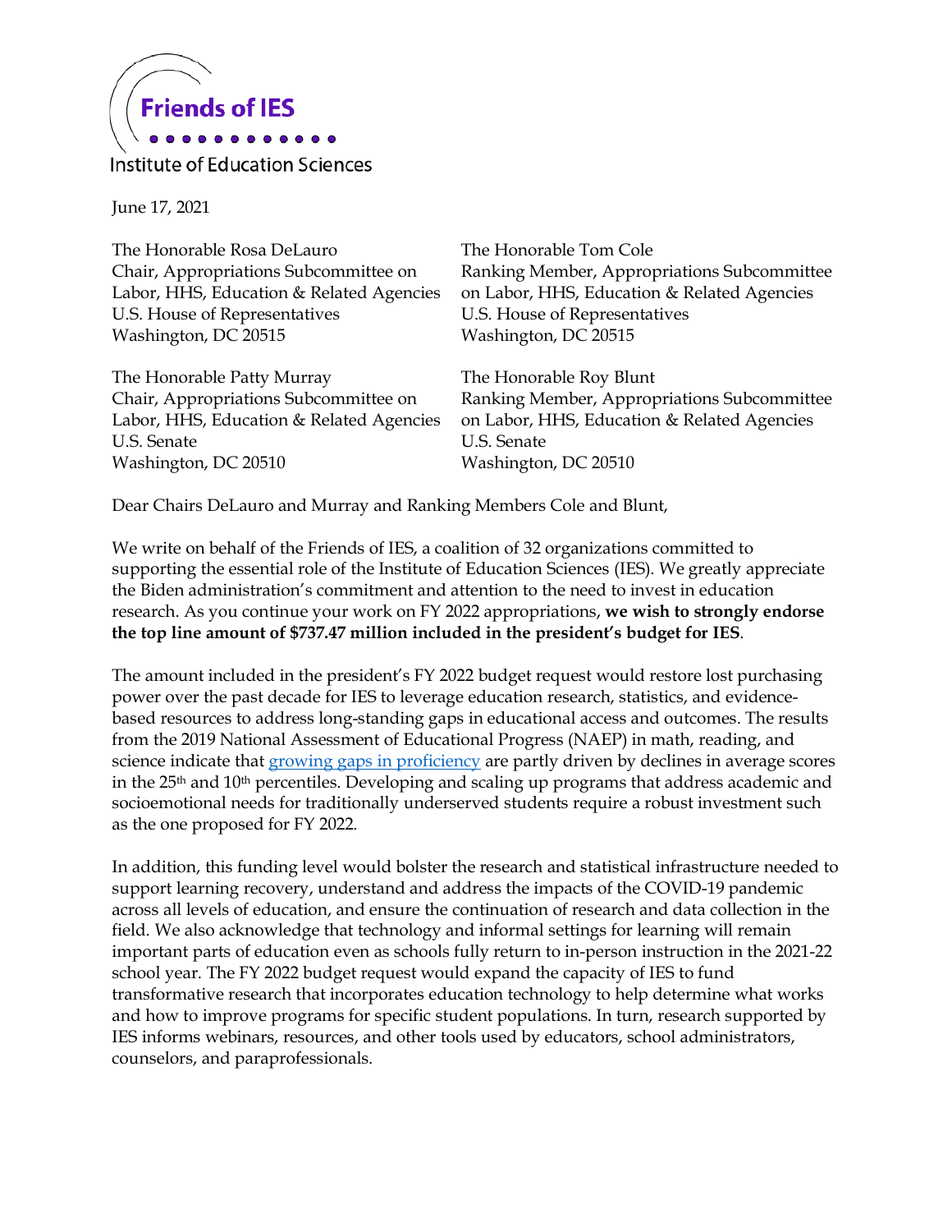Friends of IES

Institute of Education Sciences

June 17, 2021

The Honorable Rosa DeLauro
Chair, Appropriations Subcommittee on Labor, HHS, Education & Related Agencies
U.S. House of Representatives
Washington, DC 20515

The Honorable Tom Cole
Ranking Member, Appropriations Subcommittee on Labor, HHS, Education & Related Agencies
U.S. House of Representatives
Washington, DC 20515

The Honorable Patty Murray
Chair, Appropriations Subcommittee on Labor, HHS, Education & Related Agencies
U.S. Senate
Washington, DC 20510

The Honorable Roy Blunt
Ranking Member, Appropriations Subcommittee on Labor, HHS, Education & Related Agencies
U.S. Senate
Washington, DC 20510

Dear Chairs DeLauro and Murray and Ranking Members Cole and Blunt,

We write on behalf of the Friends of IES, a coalition of 32 organizations committed to supporting the essential role of the Institute of Education Sciences (IES). We greatly appreciate the Biden administration's commitment and attention to the need to invest in education research. As you continue your work on FY 2022 appropriations, **we wish to strongly endorse the top line amount of $737.47 million included in the president's budget for IES**.

The amount included in the president's FY 2022 budget request would restore lost purchasing power over the past decade for IES to leverage education research, statistics, and evidence-based resources to address long-standing gaps in educational access and outcomes. The results from the 2019 National Assessment of Educational Progress (NAEP) in math, reading, and science indicate that growing gaps in proficiency are partly driven by declines in average scores in the 25th and 10th percentiles. Developing and scaling up programs that address academic and socioemotional needs for traditionally underserved students require a robust investment such as the one proposed for FY 2022.

In addition, this funding level would bolster the research and statistical infrastructure needed to support learning recovery, understand and address the impacts of the COVID-19 pandemic across all levels of education, and ensure the continuation of research and data collection in the field. We also acknowledge that technology and informal settings for learning will remain important parts of education even as schools fully return to in-person instruction in the 2021-22 school year. The FY 2022 budget request would expand the capacity of IES to fund transformative research that incorporates education technology to help determine what works and how to improve programs for specific student populations. In turn, research supported by IES informs webinars, resources, and other tools used by educators, school administrators, counselors, and paraprofessionals.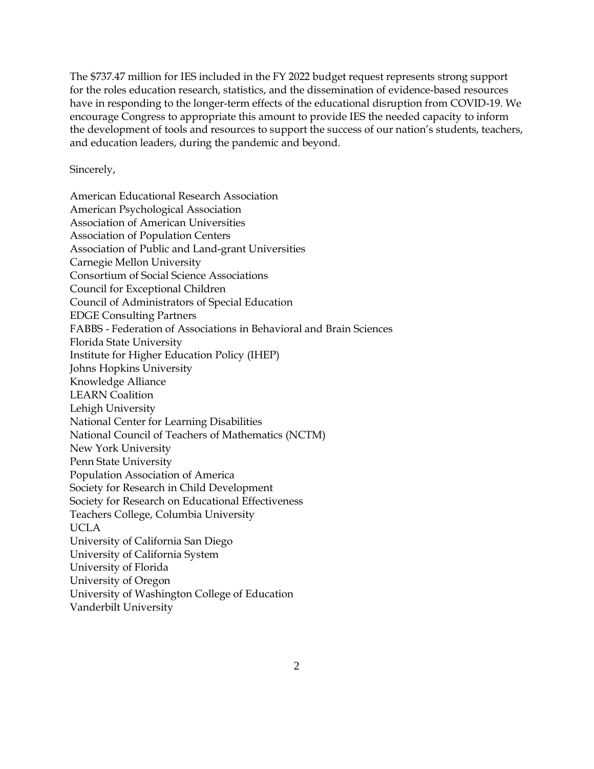The $737.47 million for IES included in the FY 2022 budget request represents strong support for the roles education research, statistics, and the dissemination of evidence-based resources have in responding to the longer-term effects of the educational disruption from COVID-19. We encourage Congress to appropriate this amount to provide IES the needed capacity to inform the development of tools and resources to support the success of our nation's students, teachers, and education leaders, during the pandemic and beyond.

Sincerely,

American Educational Research Association
American Psychological Association
Association of American Universities
Association of Population Centers
Association of Public and Land-grant Universities
Carnegie Mellon University
Consortium of Social Science Associations
Council for Exceptional Children
Council of Administrators of Special Education
EDGE Consulting Partners
FABBS - Federation of Associations in Behavioral and Brain Sciences
Florida State University
Institute for Higher Education Policy (IHEP)
Johns Hopkins University
Knowledge Alliance
LEARN Coalition
Lehigh University
National Center for Learning Disabilities
National Council of Teachers of Mathematics (NCTM)
New York University
Penn State University
Population Association of America
Society for Research in Child Development
Society for Research on Educational Effectiveness
Teachers College, Columbia University
UCLA
University of California San Diego
University of California System
University of Florida
University of Oregon
University of Washington College of Education
Vanderbilt University